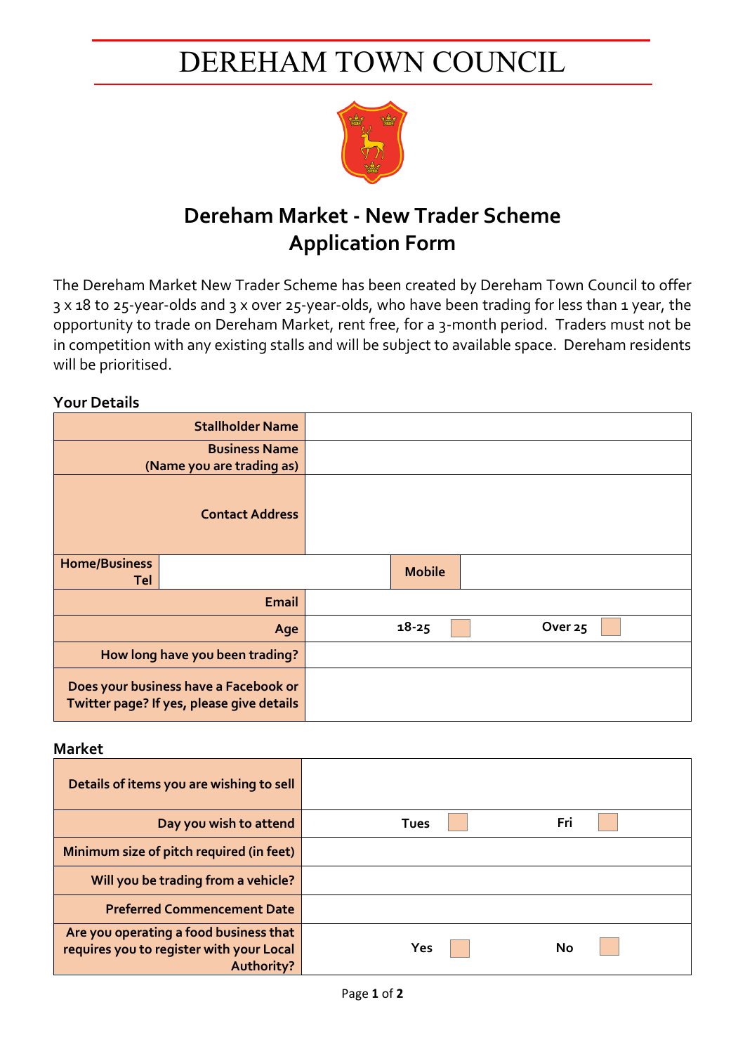# DEREHAM TOWN COUNCIL

## Dereham Market - New Trader Scheme Application Form

The Dereham Market New Trader Scheme has been created by Dereham Town Council to offer 3 x 18 to 25-year-olds and 3 x over 25-year-olds, who have been trading for less than 1 year, the opportunity to trade on Dereham Market, rent free, for a 3-month period. Traders must not be in competition with any existing stalls and will be subject to available space. Dereham residents will be prioritised.

### Your Details

| | | | |
|---|---|---|---|
| **Stallholder Name** | | | |
| **Business Name (Name you are trading as)** | | | |
| **Contact Address** | | | |
| **Home/Business Tel** | | **Mobile** | |
| **Email** | | | |
| **Age** | **18-25** ☐ | **Over 25** ☐ | |
| **How long have you been trading?** | | | |
| **Does your business have a Facebook or Twitter page? If yes, please give details** | | | |

### Market

| | | |
|---|---|---|
| **Details of items you are wishing to sell** | | |
| **Day you wish to attend** | **Tues** ☐ | **Fri** ☐ |
| **Minimum size of pitch required (in feet)** | | |
| **Will you be trading from a vehicle?** | | |
| **Preferred Commencement Date** | | |
| **Are you operating a food business that requires you to register with your Local Authority?** | **Yes** ☐ | **No** ☐ |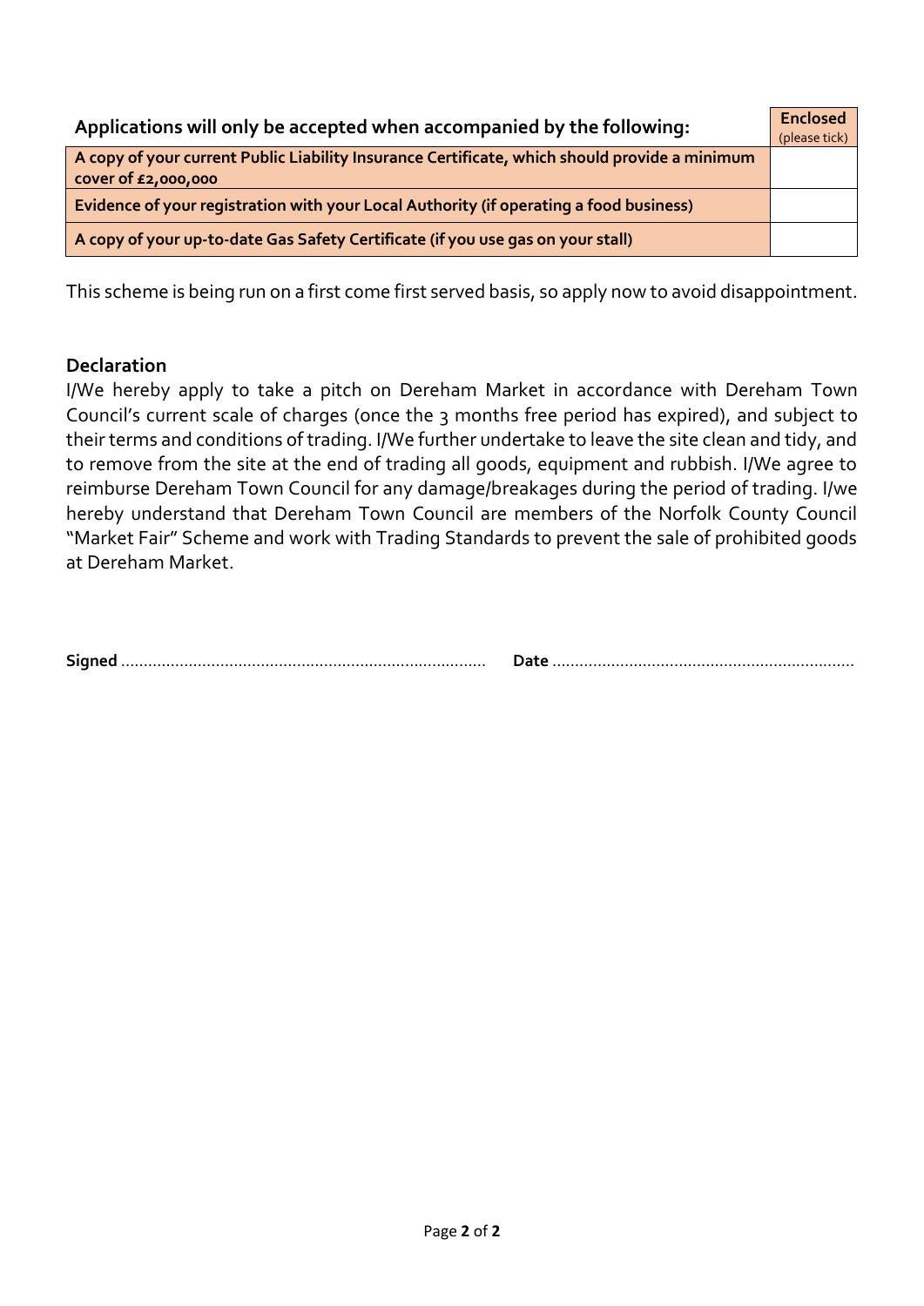| Applications will only be accepted when accompanied by the following: | Enclosed (please tick) |
| --- | --- |
| **A copy of your current Public Liability Insurance Certificate, which should provide a minimum cover of £2,000,000** | |
| **Evidence of your registration with your Local Authority (if operating a food business)** | |
| **A copy of your up-to-date Gas Safety Certificate (if you use gas on your stall)** | |

This scheme is being run on a first come first served basis, so apply now to avoid disappointment.

**Declaration**

I/We hereby apply to take a pitch on Dereham Market in accordance with Dereham Town Council's current scale of charges (once the 3 months free period has expired), and subject to their terms and conditions of trading. I/We further undertake to leave the site clean and tidy, and to remove from the site at the end of trading all goods, equipment and rubbish. I/We agree to reimburse Dereham Town Council for any damage/breakages during the period of trading. I/we hereby understand that Dereham Town Council are members of the Norfolk County Council "Market Fair" Scheme and work with Trading Standards to prevent the sale of prohibited goods at Dereham Market.

**Signed** ................................................................................ **Date** ..................................................................